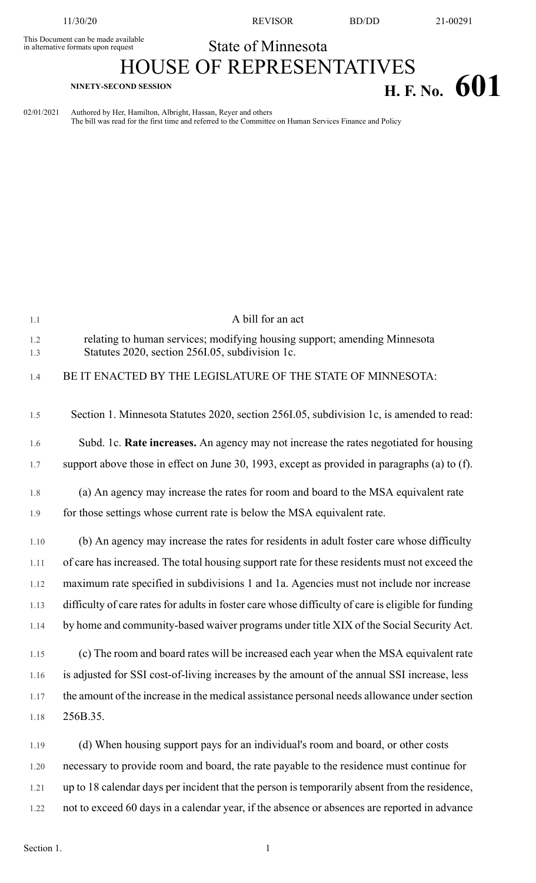This Document can be made available in alternative formats upon request

State of Minnesota

# HOUSE OF REPRESENTATIVES

**NINETY-SECOND SESSION**

# H. F. No. 601

02/01/2021 Authored by Her, Hamilton, Albright, Hassan, Reyer and others
The bill was read for the first time and referred to the Committee on Human Services Finance and Policy

A bill for an act

relating to human services; modifying housing support; amending Minnesota Statutes 2020, section 256I.05, subdivision 1c.

BE IT ENACTED BY THE LEGISLATURE OF THE STATE OF MINNESOTA:

Section 1. Minnesota Statutes 2020, section 256I.05, subdivision 1c, is amended to read:

Subd. 1c. **Rate increases.** An agency may not increase the rates negotiated for housing support above those in effect on June 30, 1993, except as provided in paragraphs (a) to (f).

(a) An agency may increase the rates for room and board to the MSA equivalent rate for those settings whose current rate is below the MSA equivalent rate.

(b) An agency may increase the rates for residents in adult foster care whose difficulty of care has increased. The total housing support rate for these residents must not exceed the maximum rate specified in subdivisions 1 and 1a. Agencies must not include nor increase difficulty of care rates for adults in foster care whose difficulty of care is eligible for funding by home and community-based waiver programs under title XIX of the Social Security Act.

(c) The room and board rates will be increased each year when the MSA equivalent rate is adjusted for SSI cost-of-living increases by the amount of the annual SSI increase, less the amount of the increase in the medical assistance personal needs allowance under section 256B.35.

(d) When housing support pays for an individual's room and board, or other costs necessary to provide room and board, the rate payable to the residence must continue for up to 18 calendar days per incident that the person is temporarily absent from the residence, not to exceed 60 days in a calendar year, if the absence or absences are reported in advance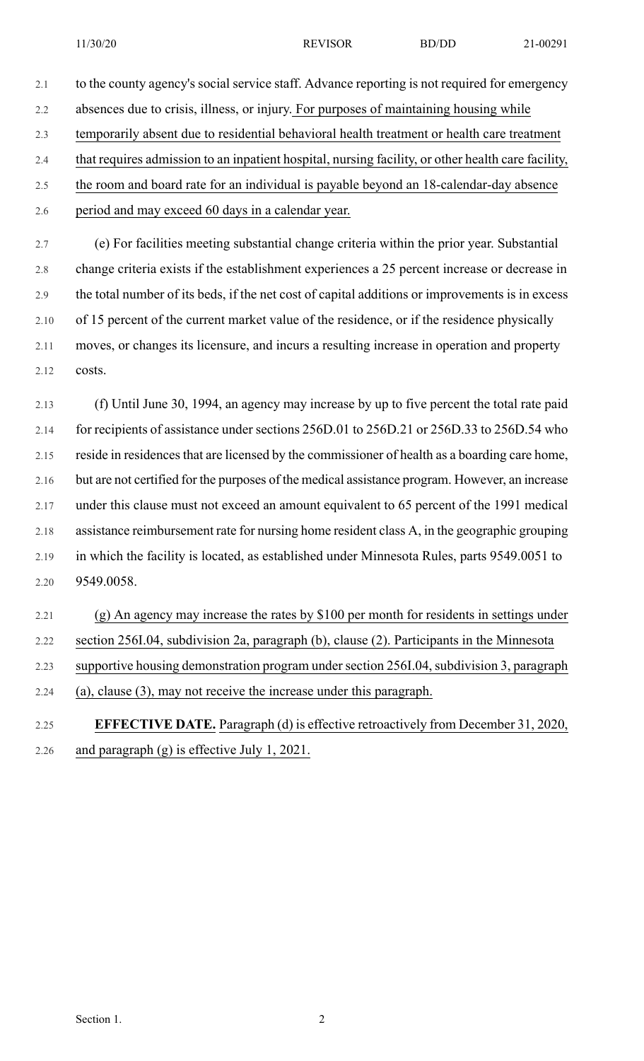to the county agency's social service staff. Advance reporting is not required for emergency absences due to crisis, illness, or injury. For purposes of maintaining housing while temporarily absent due to residential behavioral health treatment or health care treatment that requires admission to an inpatient hospital, nursing facility, or other health care facility, the room and board rate for an individual is payable beyond an 18-calendar-day absence period and may exceed 60 days in a calendar year.

(e) For facilities meeting substantial change criteria within the prior year. Substantial change criteria exists if the establishment experiences a 25 percent increase or decrease in the total number of its beds, if the net cost of capital additions or improvements is in excess of 15 percent of the current market value of the residence, or if the residence physically moves, or changes its licensure, and incurs a resulting increase in operation and property costs.

(f) Until June 30, 1994, an agency may increase by up to five percent the total rate paid for recipients of assistance under sections 256D.01 to 256D.21 or 256D.33 to 256D.54 who reside in residences that are licensed by the commissioner of health as a boarding care home, but are not certified for the purposes of the medical assistance program. However, an increase under this clause must not exceed an amount equivalent to 65 percent of the 1991 medical assistance reimbursement rate for nursing home resident class A, in the geographic grouping in which the facility is located, as established under Minnesota Rules, parts 9549.0051 to 9549.0058.

(g) An agency may increase the rates by $100 per month for residents in settings under section 256I.04, subdivision 2a, paragraph (b), clause (2). Participants in the Minnesota supportive housing demonstration program under section 256I.04, subdivision 3, paragraph (a), clause (3), may not receive the increase under this paragraph.

**EFFECTIVE DATE.** Paragraph (d) is effective retroactively from December 31, 2020, and paragraph (g) is effective July 1, 2021.